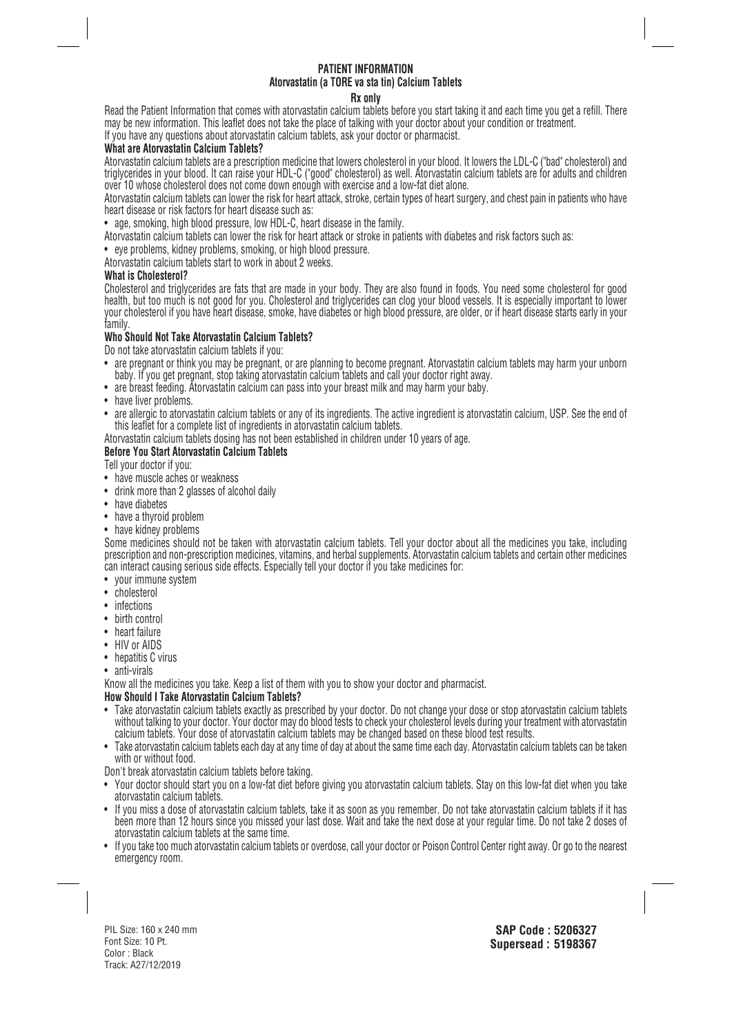# PATIENT INFORMATION
## Atorvastatin (a TORE va sta tin) Calcium Tablets

**Rx only**

Read the Patient Information that comes with atorvastatin calcium tablets before you start taking it and each time you get a refill. There may be new information. This leaflet does not take the place of talking with your doctor about your condition or treatment.

If you have any questions about atorvastatin calcium tablets, ask your doctor or pharmacist.

### What are Atorvastatin Calcium Tablets?

Atorvastatin calcium tablets are a prescription medicine that lowers cholesterol in your blood. It lowers the LDL-C ("bad" cholesterol) and triglycerides in your blood. It can raise your HDL-C ("good" cholesterol) as well. Atorvastatin calcium tablets are for adults and children over 10 whose cholesterol does not come down enough with exercise and a low-fat diet alone.

Atorvastatin calcium tablets can lower the risk for heart attack, stroke, certain types of heart surgery, and chest pain in patients who have heart disease or risk factors for heart disease such as:

- age, smoking, high blood pressure, low HDL-C, heart disease in the family.

Atorvastatin calcium tablets can lower the risk for heart attack or stroke in patients with diabetes and risk factors such as:

- eye problems, kidney problems, smoking, or high blood pressure.

Atorvastatin calcium tablets start to work in about 2 weeks.

### What is Cholesterol?

Cholesterol and triglycerides are fats that are made in your body. They are also found in foods. You need some cholesterol for good health, but too much is not good for you. Cholesterol and triglycerides can clog your blood vessels. It is especially important to lower your cholesterol if you have heart disease, smoke, have diabetes or high blood pressure, are older, or if heart disease starts early in your family.

### Who Should Not Take Atorvastatin Calcium Tablets?

Do not take atorvastatin calcium tablets if you:

- are pregnant or think you may be pregnant, or are planning to become pregnant. Atorvastatin calcium tablets may harm your unborn baby. If you get pregnant, stop taking atorvastatin calcium tablets and call your doctor right away.
- are breast feeding. Atorvastatin calcium can pass into your breast milk and may harm your baby.
- have liver problems.
- are allergic to atorvastatin calcium tablets or any of its ingredients. The active ingredient is atorvastatin calcium, USP. See the end of this leaflet for a complete list of ingredients in atorvastatin calcium tablets.

Atorvastatin calcium tablets dosing has not been established in children under 10 years of age.

### Before You Start Atorvastatin Calcium Tablets

Tell your doctor if you:

- have muscle aches or weakness
- drink more than 2 glasses of alcohol daily
- have diabetes
- have a thyroid problem
- have kidney problems

Some medicines should not be taken with atorvastatin calcium tablets. Tell your doctor about all the medicines you take, including prescription and non-prescription medicines, vitamins, and herbal supplements. Atorvastatin calcium tablets and certain other medicines can interact causing serious side effects. Especially tell your doctor if you take medicines for:

- your immune system
- cholesterol
- infections
- birth control
- heart failure
- HIV or AIDS
- hepatitis C virus
- anti-virals

Know all the medicines you take. Keep a list of them with you to show your doctor and pharmacist.

### How Should I Take Atorvastatin Calcium Tablets?

- Take atorvastatin calcium tablets exactly as prescribed by your doctor. Do not change your dose or stop atorvastatin calcium tablets without talking to your doctor. Your doctor may do blood tests to check your cholesterol levels during your treatment with atorvastatin calcium tablets. Your dose of atorvastatin calcium tablets may be changed based on these blood test results.
- Take atorvastatin calcium tablets each day at any time of day at about the same time each day. Atorvastatin calcium tablets can be taken with or without food.

Don't break atorvastatin calcium tablets before taking.

- Your doctor should start you on a low-fat diet before giving you atorvastatin calcium tablets. Stay on this low-fat diet when you take atorvastatin calcium tablets.
- If you miss a dose of atorvastatin calcium tablets, take it as soon as you remember. Do not take atorvastatin calcium tablets if it has been more than 12 hours since you missed your last dose. Wait and take the next dose at your regular time. Do not take 2 doses of atorvastatin calcium tablets at the same time.
- If you take too much atorvastatin calcium tablets or overdose, call your doctor or Poison Control Center right away. Or go to the nearest emergency room.

PIL Size: 160 x 240 mm
Font Size: 10 Pt.
Color : Black
Track: A27/12/2019

**SAP Code : 5206327**
**Supersead : 5198367**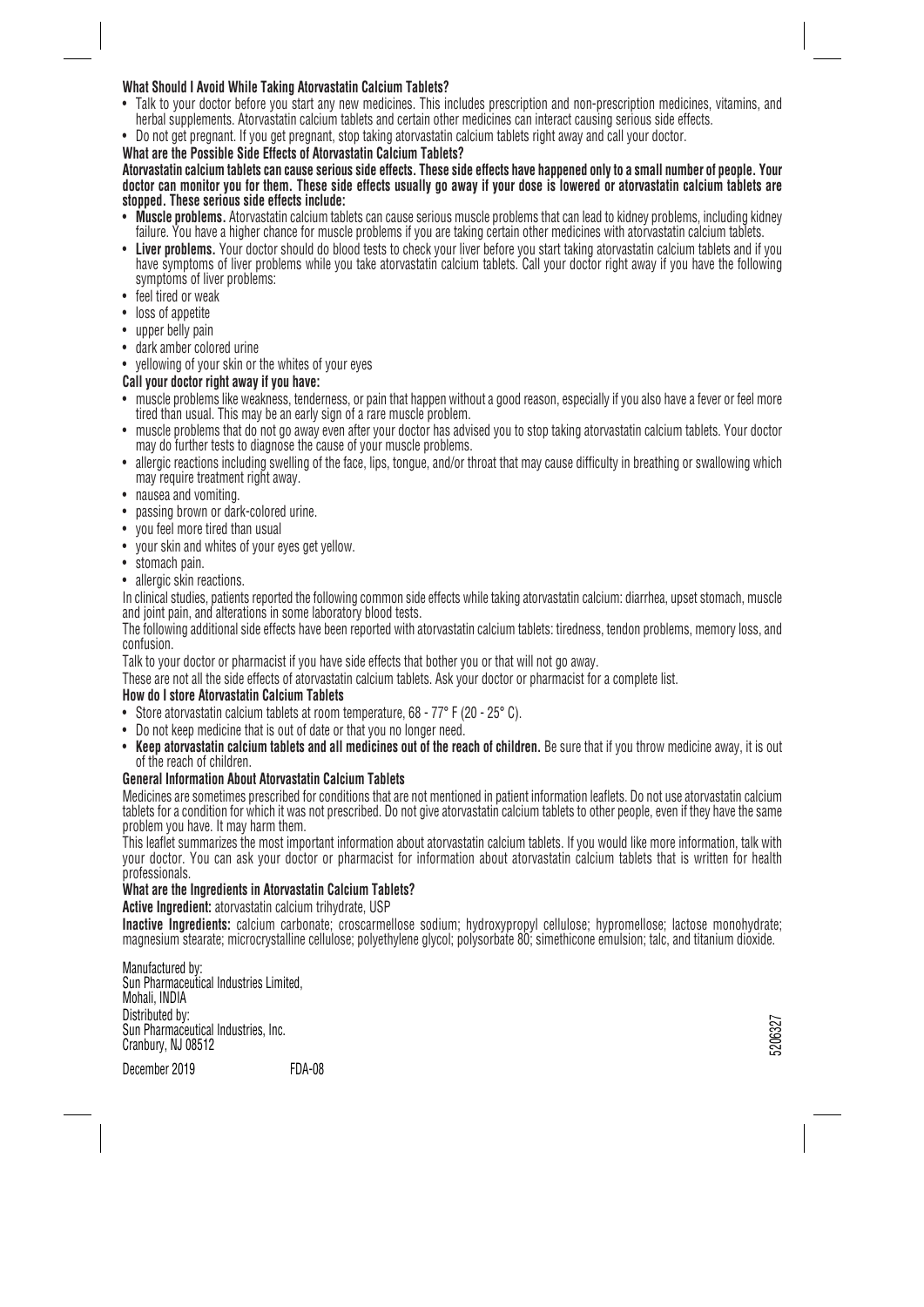### What Should I Avoid While Taking Atorvastatin Calcium Tablets?

- Talk to your doctor before you start any new medicines. This includes prescription and non-prescription medicines, vitamins, and herbal supplements. Atorvastatin calcium tablets and certain other medicines can interact causing serious side effects.
- Do not get pregnant. If you get pregnant, stop taking atorvastatin calcium tablets right away and call your doctor.

### What are the Possible Side Effects of Atorvastatin Calcium Tablets?

**Atorvastatin calcium tablets can cause serious side effects. These side effects have happened only to a small number of people. Your doctor can monitor you for them. These side effects usually go away if your dose is lowered or atorvastatin calcium tablets are stopped. These serious side effects include:**

- **Muscle problems.** Atorvastatin calcium tablets can cause serious muscle problems that can lead to kidney problems, including kidney failure. You have a higher chance for muscle problems if you are taking certain other medicines with atorvastatin calcium tablets.
- **Liver problems.** Your doctor should do blood tests to check your liver before you start taking atorvastatin calcium tablets and if you have symptoms of liver problems while you take atorvastatin calcium tablets. Call your doctor right away if you have the following symptoms of liver problems:
- feel tired or weak
- loss of appetite
- upper belly pain
- dark amber colored urine
- yellowing of your skin or the whites of your eyes

**Call your doctor right away if you have:**

- muscle problems like weakness, tenderness, or pain that happen without a good reason, especially if you also have a fever or feel more tired than usual. This may be an early sign of a rare muscle problem.
- muscle problems that do not go away even after your doctor has advised you to stop taking atorvastatin calcium tablets. Your doctor may do further tests to diagnose the cause of your muscle problems.
- allergic reactions including swelling of the face, lips, tongue, and/or throat that may cause difficulty in breathing or swallowing which may require treatment right away.
- nausea and vomiting.
- passing brown or dark-colored urine.
- you feel more tired than usual
- your skin and whites of your eyes get yellow.
- stomach pain.
- allergic skin reactions.

In clinical studies, patients reported the following common side effects while taking atorvastatin calcium: diarrhea, upset stomach, muscle and joint pain, and alterations in some laboratory blood tests.

The following additional side effects have been reported with atorvastatin calcium tablets: tiredness, tendon problems, memory loss, and confusion.

Talk to your doctor or pharmacist if you have side effects that bother you or that will not go away.

These are not all the side effects of atorvastatin calcium tablets. Ask your doctor or pharmacist for a complete list.

### How do I store Atorvastatin Calcium Tablets

- Store atorvastatin calcium tablets at room temperature, 68 - 77° F (20 - 25° C).
- Do not keep medicine that is out of date or that you no longer need.
- **Keep atorvastatin calcium tablets and all medicines out of the reach of children.** Be sure that if you throw medicine away, it is out of the reach of children.

### General Information About Atorvastatin Calcium Tablets

Medicines are sometimes prescribed for conditions that are not mentioned in patient information leaflets. Do not use atorvastatin calcium tablets for a condition for which it was not prescribed. Do not give atorvastatin calcium tablets to other people, even if they have the same problem you have. It may harm them.

This leaflet summarizes the most important information about atorvastatin calcium tablets. If you would like more information, talk with your doctor. You can ask your doctor or pharmacist for information about atorvastatin calcium tablets that is written for health professionals.

### What are the Ingredients in Atorvastatin Calcium Tablets?

**Active Ingredient:** atorvastatin calcium trihydrate, USP

**Inactive Ingredients:** calcium carbonate; croscarmellose sodium; hydroxypropyl cellulose; hypromellose; lactose monohydrate; magnesium stearate; microcrystalline cellulose; polyethylene glycol; polysorbate 80; simethicone emulsion; talc, and titanium dioxide.

Manufactured by:
Sun Pharmaceutical Industries Limited,
Mohali, INDIA

Distributed by:
Sun Pharmaceutical Industries, Inc.
Cranbury, NJ 08512

December 2019 FDA-08

5206327